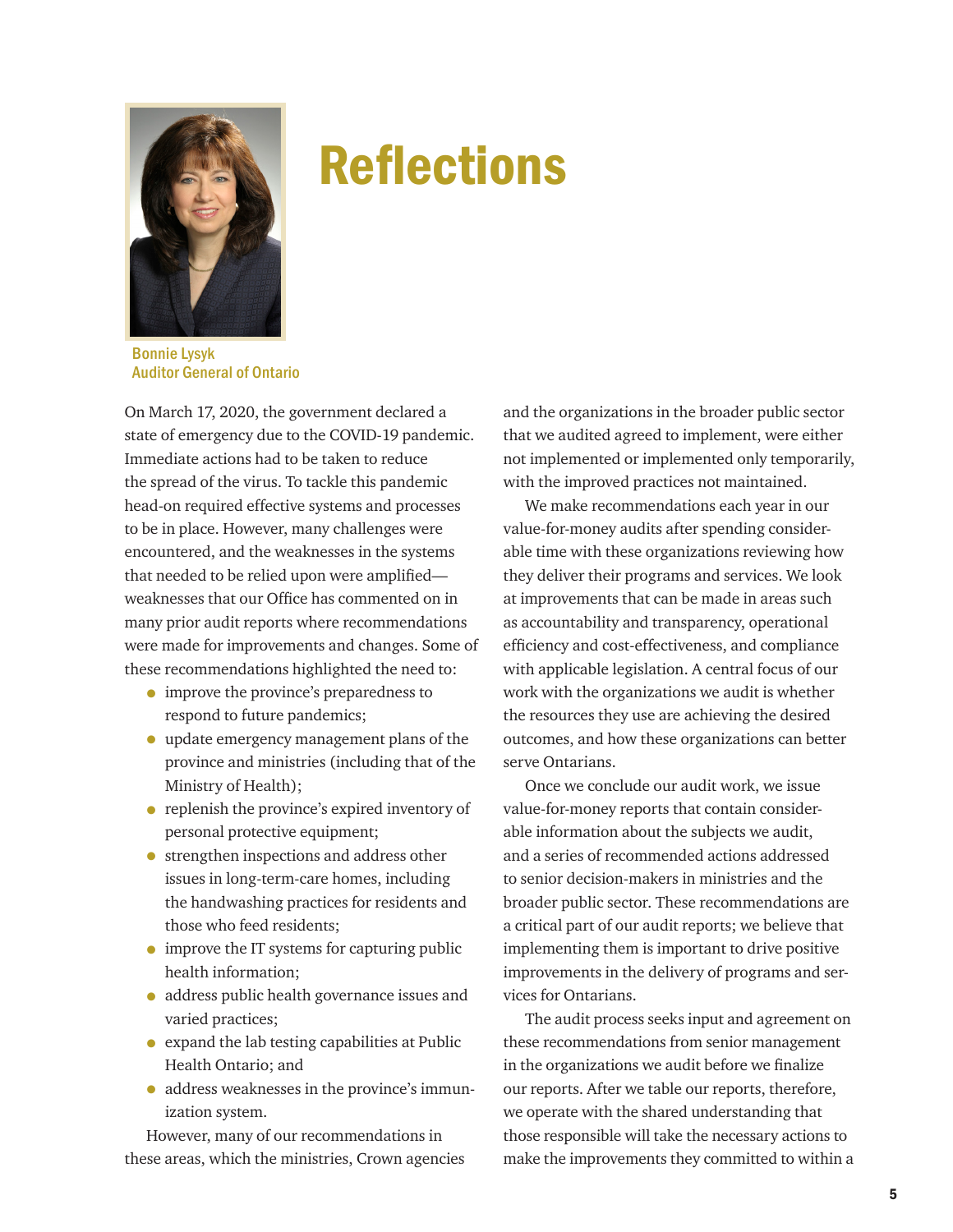# Reflections

Bonnie Lysyk
Auditor General of Ontario

On March 17, 2020, the government declared a state of emergency due to the COVID-19 pandemic. Immediate actions had to be taken to reduce the spread of the virus. To tackle this pandemic head-on required effective systems and processes to be in place. However, many challenges were encountered, and the weaknesses in the systems that needed to be relied upon were amplified—weaknesses that our Office has commented on in many prior audit reports where recommendations were made for improvements and changes. Some of these recommendations highlighted the need to:

- improve the province's preparedness to respond to future pandemics;
- update emergency management plans of the province and ministries (including that of the Ministry of Health);
- replenish the province's expired inventory of personal protective equipment;
- strengthen inspections and address other issues in long-term-care homes, including the handwashing practices for residents and those who feed residents;
- improve the IT systems for capturing public health information;
- address public health governance issues and varied practices;
- expand the lab testing capabilities at Public Health Ontario; and
- address weaknesses in the province's immunization system.

However, many of our recommendations in these areas, which the ministries, Crown agencies and the organizations in the broader public sector that we audited agreed to implement, were either not implemented or implemented only temporarily, with the improved practices not maintained.

We make recommendations each year in our value-for-money audits after spending considerable time with these organizations reviewing how they deliver their programs and services. We look at improvements that can be made in areas such as accountability and transparency, operational efficiency and cost-effectiveness, and compliance with applicable legislation. A central focus of our work with the organizations we audit is whether the resources they use are achieving the desired outcomes, and how these organizations can better serve Ontarians.

Once we conclude our audit work, we issue value-for-money reports that contain considerable information about the subjects we audit, and a series of recommended actions addressed to senior decision-makers in ministries and the broader public sector. These recommendations are a critical part of our audit reports; we believe that implementing them is important to drive positive improvements in the delivery of programs and services for Ontarians.

The audit process seeks input and agreement on these recommendations from senior management in the organizations we audit before we finalize our reports. After we table our reports, therefore, we operate with the shared understanding that those responsible will take the necessary actions to make the improvements they committed to within a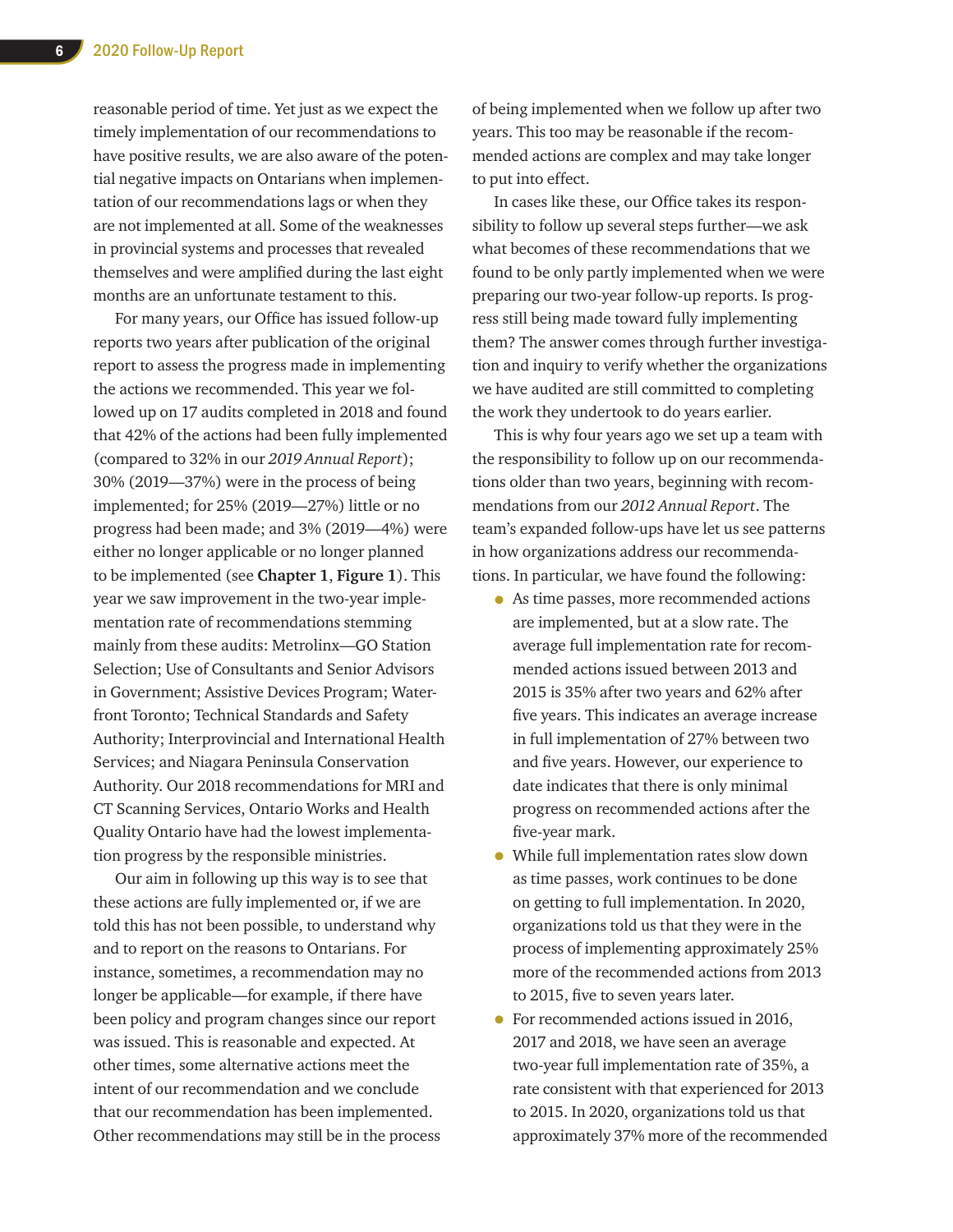reasonable period of time. Yet just as we expect the timely implementation of our recommendations to have positive results, we are also aware of the potential negative impacts on Ontarians when implementation of our recommendations lags or when they are not implemented at all. Some of the weaknesses in provincial systems and processes that revealed themselves and were amplified during the last eight months are an unfortunate testament to this.

For many years, our Office has issued follow-up reports two years after publication of the original report to assess the progress made in implementing the actions we recommended. This year we followed up on 17 audits completed in 2018 and found that 42% of the actions had been fully implemented (compared to 32% in our *2019 Annual Report*); 30% (2019—37%) were in the process of being implemented; for 25% (2019—27%) little or no progress had been made; and 3% (2019—4%) were either no longer applicable or no longer planned to be implemented (see **Chapter 1**, **Figure 1**). This year we saw improvement in the two-year implementation rate of recommendations stemming mainly from these audits: Metrolinx—GO Station Selection; Use of Consultants and Senior Advisors in Government; Assistive Devices Program; Waterfront Toronto; Technical Standards and Safety Authority; Interprovincial and International Health Services; and Niagara Peninsula Conservation Authority. Our 2018 recommendations for MRI and CT Scanning Services, Ontario Works and Health Quality Ontario have had the lowest implementation progress by the responsible ministries.

Our aim in following up this way is to see that these actions are fully implemented or, if we are told this has not been possible, to understand why and to report on the reasons to Ontarians. For instance, sometimes, a recommendation may no longer be applicable—for example, if there have been policy and program changes since our report was issued. This is reasonable and expected. At other times, some alternative actions meet the intent of our recommendation and we conclude that our recommendation has been implemented. Other recommendations may still be in the process of being implemented when we follow up after two years. This too may be reasonable if the recommended actions are complex and may take longer to put into effect.

In cases like these, our Office takes its responsibility to follow up several steps further—we ask what becomes of these recommendations that we found to be only partly implemented when we were preparing our two-year follow-up reports. Is progress still being made toward fully implementing them? The answer comes through further investigation and inquiry to verify whether the organizations we have audited are still committed to completing the work they undertook to do years earlier.

This is why four years ago we set up a team with the responsibility to follow up on our recommendations older than two years, beginning with recommendations from our *2012 Annual Report*. The team's expanded follow-ups have let us see patterns in how organizations address our recommendations. In particular, we have found the following:

- As time passes, more recommended actions are implemented, but at a slow rate. The average full implementation rate for recommended actions issued between 2013 and 2015 is 35% after two years and 62% after five years. This indicates an average increase in full implementation of 27% between two and five years. However, our experience to date indicates that there is only minimal progress on recommended actions after the five-year mark.
- While full implementation rates slow down as time passes, work continues to be done on getting to full implementation. In 2020, organizations told us that they were in the process of implementing approximately 25% more of the recommended actions from 2013 to 2015, five to seven years later.
- For recommended actions issued in 2016, 2017 and 2018, we have seen an average two-year full implementation rate of 35%, a rate consistent with that experienced for 2013 to 2015. In 2020, organizations told us that approximately 37% more of the recommended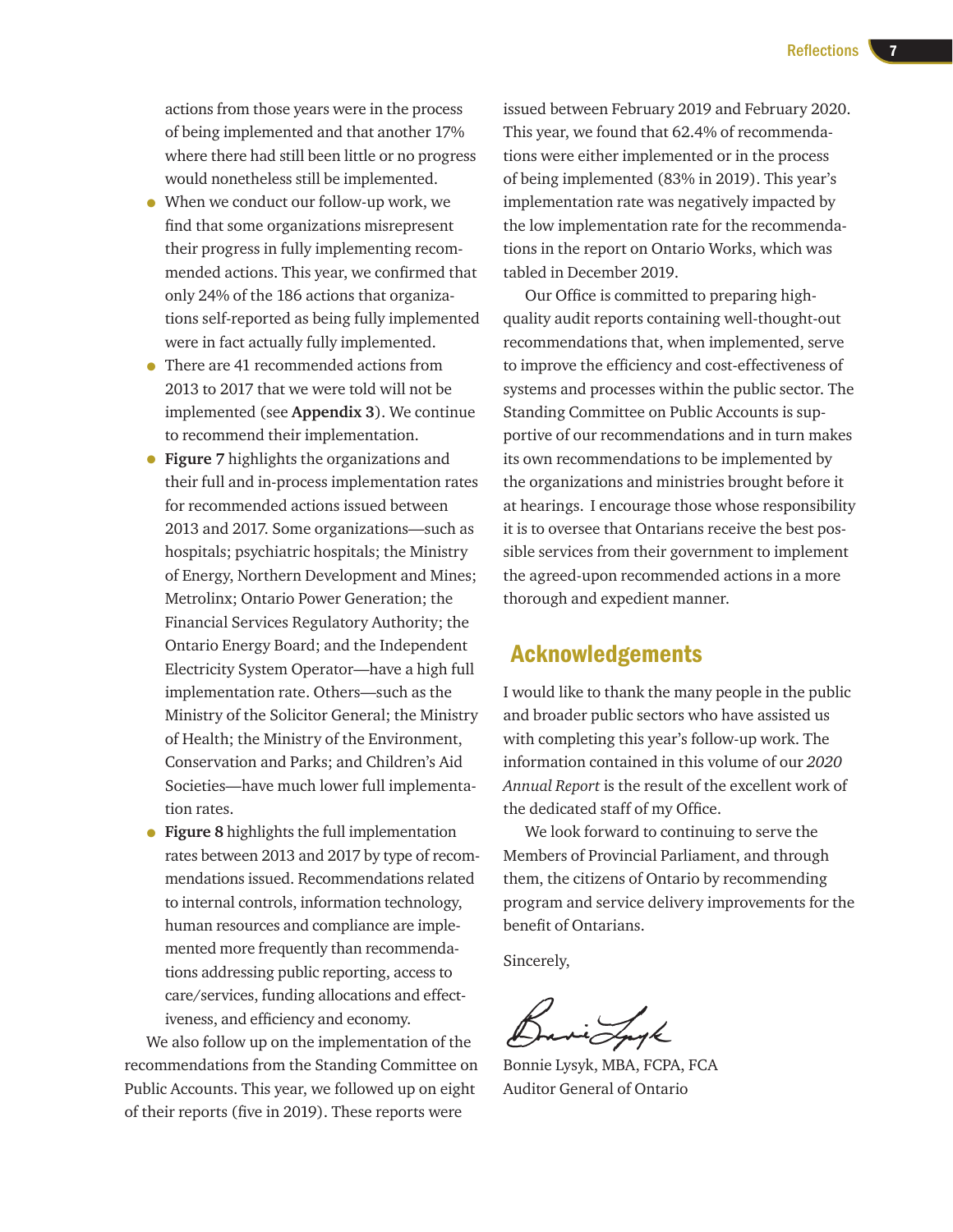actions from those years were in the process of being implemented and that another 17% where there had still been little or no progress would nonetheless still be implemented.

- When we conduct our follow-up work, we find that some organizations misrepresent their progress in fully implementing recommended actions. This year, we confirmed that only 24% of the 186 actions that organizations self-reported as being fully implemented were in fact actually fully implemented.
- There are 41 recommended actions from 2013 to 2017 that we were told will not be implemented (see **Appendix 3**). We continue to recommend their implementation.
- **Figure 7** highlights the organizations and their full and in-process implementation rates for recommended actions issued between 2013 and 2017. Some organizations—such as hospitals; psychiatric hospitals; the Ministry of Energy, Northern Development and Mines; Metrolinx; Ontario Power Generation; the Financial Services Regulatory Authority; the Ontario Energy Board; and the Independent Electricity System Operator—have a high full implementation rate. Others—such as the Ministry of the Solicitor General; the Ministry of Health; the Ministry of the Environment, Conservation and Parks; and Children's Aid Societies—have much lower full implementation rates.
- **Figure 8** highlights the full implementation rates between 2013 and 2017 by type of recommendations issued. Recommendations related to internal controls, information technology, human resources and compliance are implemented more frequently than recommendations addressing public reporting, access to care/services, funding allocations and effectiveness, and efficiency and economy.

We also follow up on the implementation of the recommendations from the Standing Committee on Public Accounts. This year, we followed up on eight of their reports (five in 2019). These reports were issued between February 2019 and February 2020. This year, we found that 62.4% of recommendations were either implemented or in the process of being implemented (83% in 2019). This year's implementation rate was negatively impacted by the low implementation rate for the recommendations in the report on Ontario Works, which was tabled in December 2019.

Our Office is committed to preparing high-quality audit reports containing well-thought-out recommendations that, when implemented, serve to improve the efficiency and cost-effectiveness of systems and processes within the public sector. The Standing Committee on Public Accounts is supportive of our recommendations and in turn makes its own recommendations to be implemented by the organizations and ministries brought before it at hearings. I encourage those whose responsibility it is to oversee that Ontarians receive the best possible services from their government to implement the agreed-upon recommended actions in a more thorough and expedient manner.

## Acknowledgements

I would like to thank the many people in the public and broader public sectors who have assisted us with completing this year's follow-up work. The information contained in this volume of our *2020 Annual Report* is the result of the excellent work of the dedicated staff of my Office.

We look forward to continuing to serve the Members of Provincial Parliament, and through them, the citizens of Ontario by recommending program and service delivery improvements for the benefit of Ontarians.

Sincerely,

Bonnie Lysyk, MBA, FCPA, FCA
Auditor General of Ontario